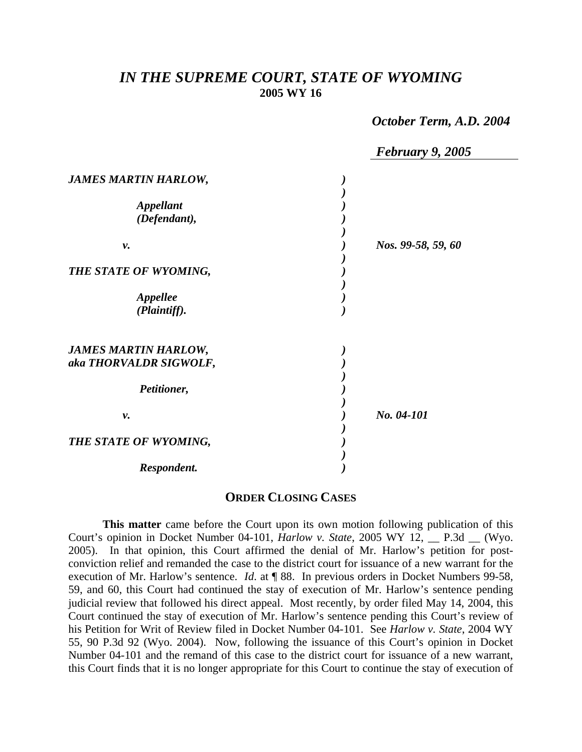# *IN THE SUPREME COURT, STATE OF WYOMING*
**2005 WY 16**

*October Term, A.D. 2004*

*February 9, 2005*

***JAMES MARTIN HARLOW,***

***Appellant (Defendant),***

***v.***

***THE STATE OF WYOMING,***

***Appellee (Plaintiff).***

*Nos. 99-58, 59, 60*

***JAMES MARTIN HARLOW, aka THORVALDR SIGWOLF,***

***Petitioner,***

***v.***

***THE STATE OF WYOMING,***

***Respondent.***

*No. 04-101*

## ORDER CLOSING CASES

**This matter** came before the Court upon its own motion following publication of this Court's opinion in Docket Number 04-101, *Harlow v. State*, 2005 WY 12, __ P.3d __ (Wyo. 2005). In that opinion, this Court affirmed the denial of Mr. Harlow's petition for post-conviction relief and remanded the case to the district court for issuance of a new warrant for the execution of Mr. Harlow's sentence. *Id*. at ¶ 88. In previous orders in Docket Numbers 99-58, 59, and 60, this Court had continued the stay of execution of Mr. Harlow's sentence pending judicial review that followed his direct appeal. Most recently, by order filed May 14, 2004, this Court continued the stay of execution of Mr. Harlow's sentence pending this Court's review of his Petition for Writ of Review filed in Docket Number 04-101. See *Harlow v. State*, 2004 WY 55, 90 P.3d 92 (Wyo. 2004). Now, following the issuance of this Court's opinion in Docket Number 04-101 and the remand of this case to the district court for issuance of a new warrant, this Court finds that it is no longer appropriate for this Court to continue the stay of execution of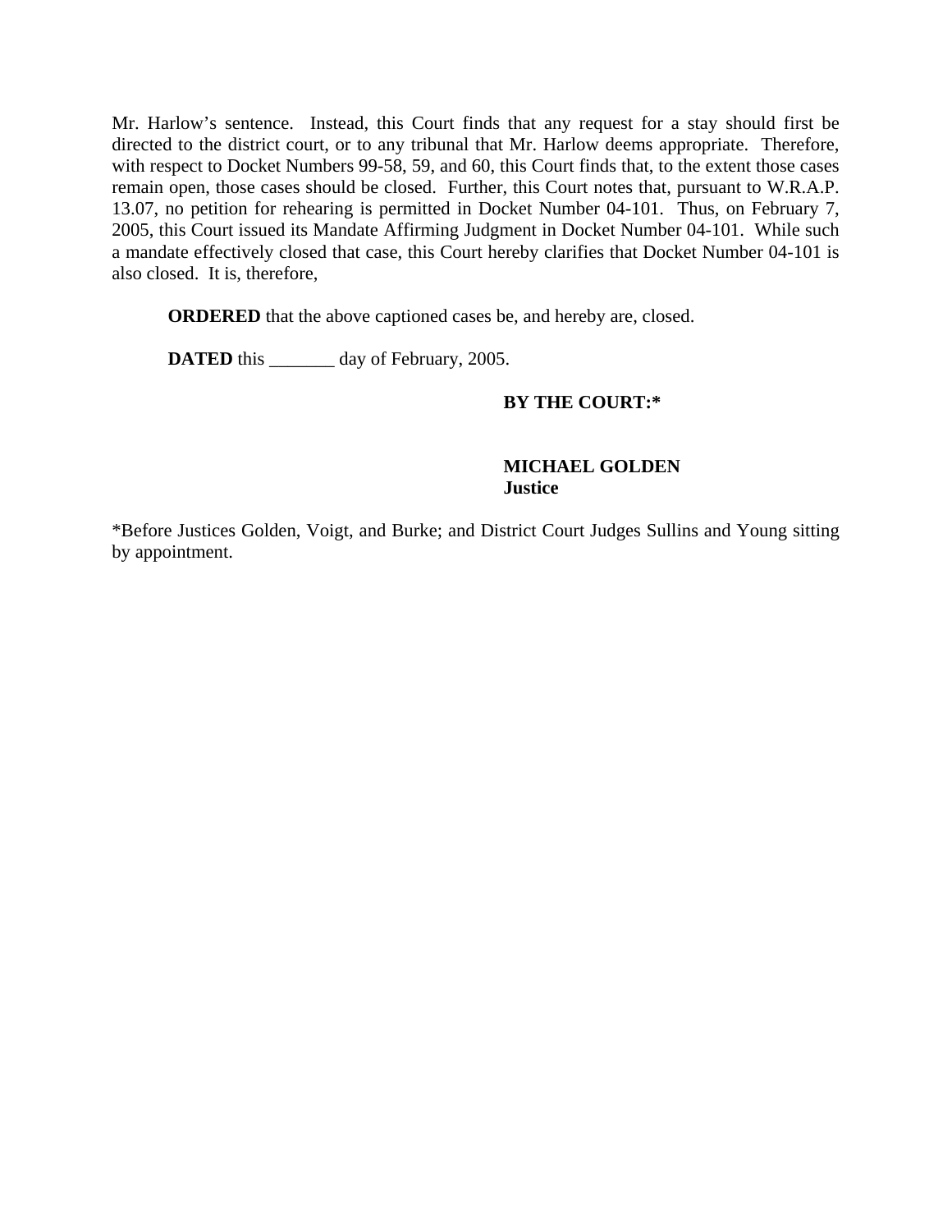Mr. Harlow's sentence. Instead, this Court finds that any request for a stay should first be directed to the district court, or to any tribunal that Mr. Harlow deems appropriate. Therefore, with respect to Docket Numbers 99-58, 59, and 60, this Court finds that, to the extent those cases remain open, those cases should be closed. Further, this Court notes that, pursuant to W.R.A.P. 13.07, no petition for rehearing is permitted in Docket Number 04-101. Thus, on February 7, 2005, this Court issued its Mandate Affirming Judgment in Docket Number 04-101. While such a mandate effectively closed that case, this Court hereby clarifies that Docket Number 04-101 is also closed. It is, therefore,

**ORDERED** that the above captioned cases be, and hereby are, closed.

**DATED** this _______ day of February, 2005.

**BY THE COURT:***

**MICHAEL GOLDEN**
**Justice**

*Before Justices Golden, Voigt, and Burke; and District Court Judges Sullins and Young sitting by appointment.